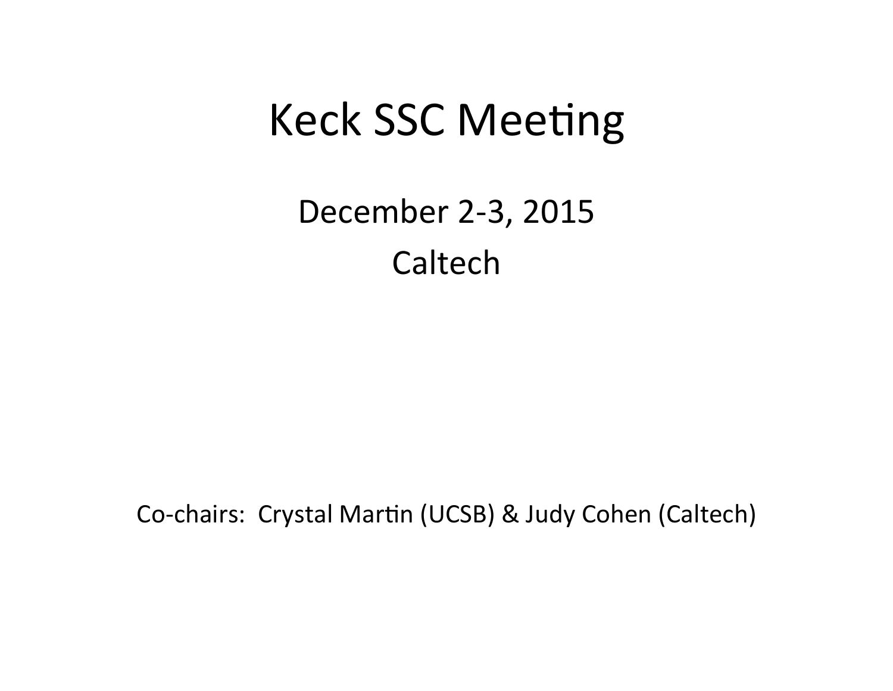# Keck SSC Meeting

December 2-3, 2015

Caltech

Co-chairs: Crystal Martin (UCSB) & Judy Cohen (Caltech)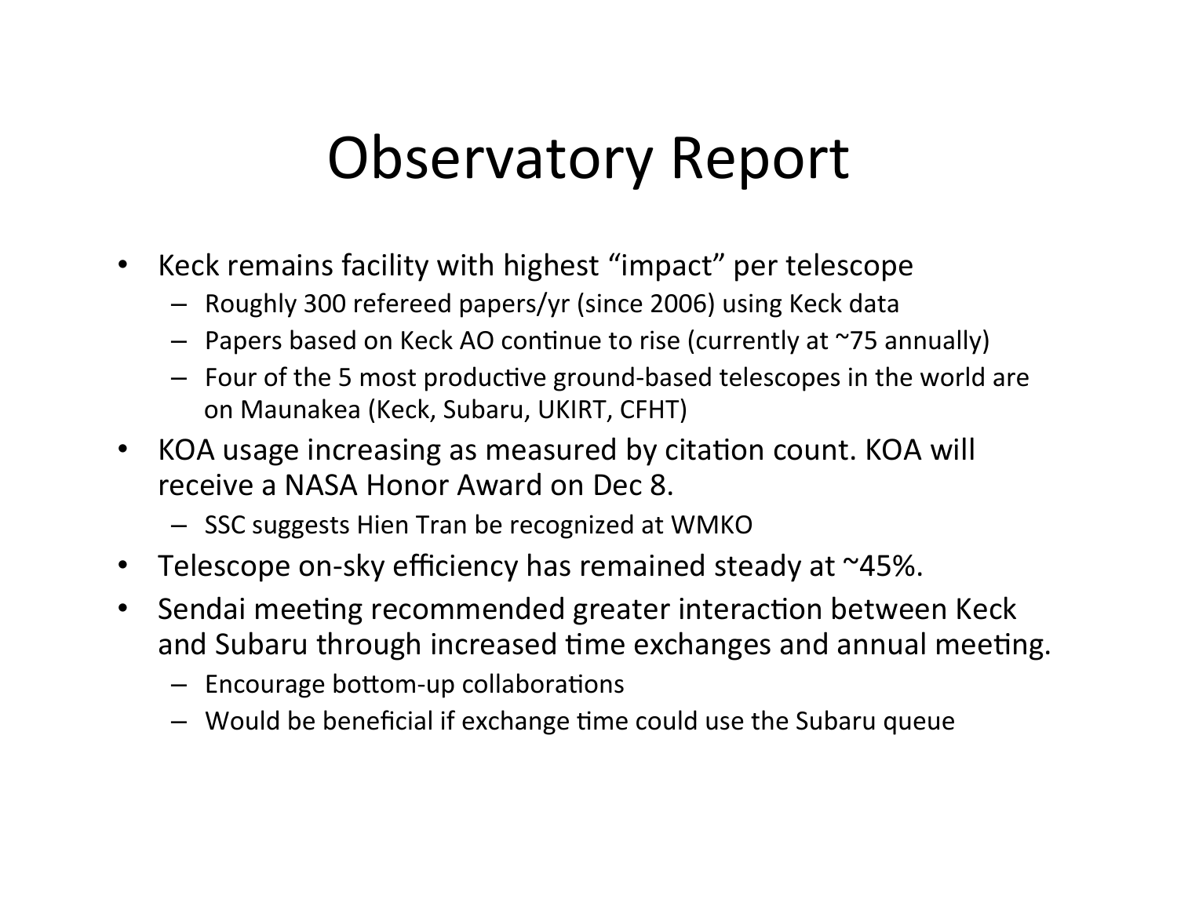# Observatory Report

- Keck remains facility with highest "impact" per telescope
  - Roughly 300 refereed papers/yr (since 2006) using Keck data
  - Papers based on Keck AO continue to rise (currently at ~75 annually)
  - Four of the 5 most productive ground-based telescopes in the world are on Maunakea (Keck, Subaru, UKIRT, CFHT)
- KOA usage increasing as measured by citation count. KOA will receive a NASA Honor Award on Dec 8.
  - SSC suggests Hien Tran be recognized at WMKO
- Telescope on-sky efficiency has remained steady at ~45%.
- Sendai meeting recommended greater interaction between Keck and Subaru through increased time exchanges and annual meeting.
  - Encourage bottom-up collaborations
  - Would be beneficial if exchange time could use the Subaru queue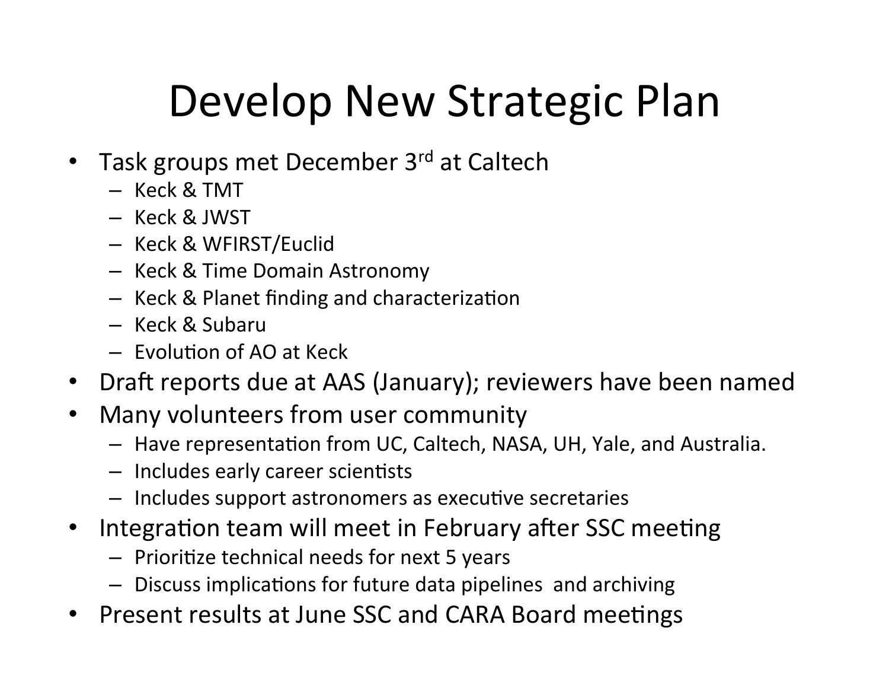# Develop New Strategic Plan

- Task groups met December 3rd at Caltech
  - Keck & TMT
  - Keck & JWST
  - Keck & WFIRST/Euclid
  - Keck & Time Domain Astronomy
  - Keck & Planet finding and characterization
  - Keck & Subaru
  - Evolution of AO at Keck
- Draft reports due at AAS (January); reviewers have been named
- Many volunteers from user community
  - Have representation from UC, Caltech, NASA, UH, Yale, and Australia.
  - Includes early career scientists
  - Includes support astronomers as executive secretaries
- Integration team will meet in February after SSC meeting
  - Prioritize technical needs for next 5 years
  - Discuss implications for future data pipelines and archiving
- Present results at June SSC and CARA Board meetings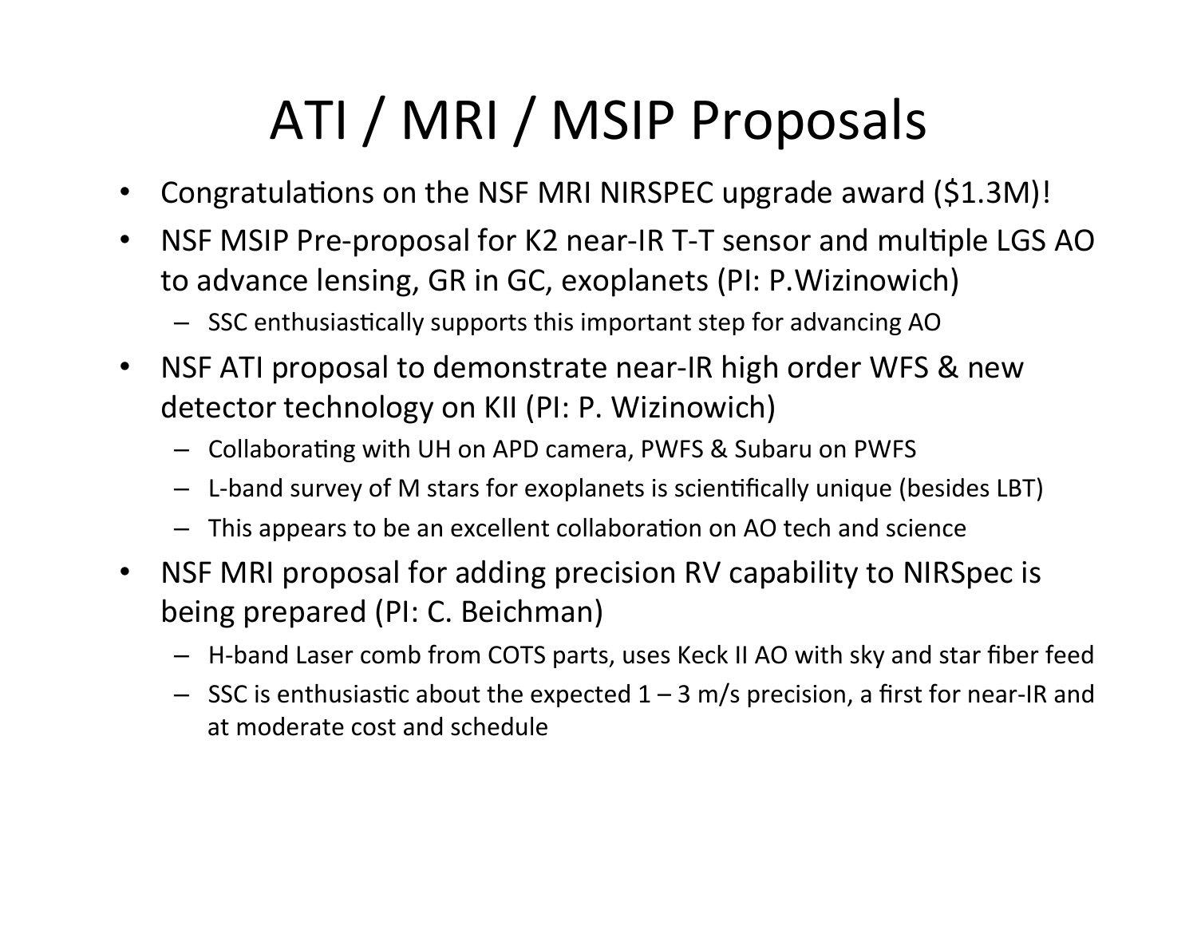# ATI / MRI / MSIP Proposals

- Congratulations on the NSF MRI NIRSPEC upgrade award ($1.3M)!
- NSF MSIP Pre-proposal for K2 near-IR T-T sensor and multiple LGS AO to advance lensing, GR in GC, exoplanets (PI: P.Wizinowich)
  - SSC enthusiastically supports this important step for advancing AO
- NSF ATI proposal to demonstrate near-IR high order WFS & new detector technology on KII (PI: P. Wizinowich)
  - Collaborating with UH on APD camera, PWFS & Subaru on PWFS
  - L-band survey of M stars for exoplanets is scientifically unique (besides LBT)
  - This appears to be an excellent collaboration on AO tech and science
- NSF MRI proposal for adding precision RV capability to NIRSpec is being prepared (PI: C. Beichman)
  - H-band Laser comb from COTS parts, uses Keck II AO with sky and star fiber feed
  - SSC is enthusiastic about the expected 1 – 3 m/s precision, a first for near-IR and at moderate cost and schedule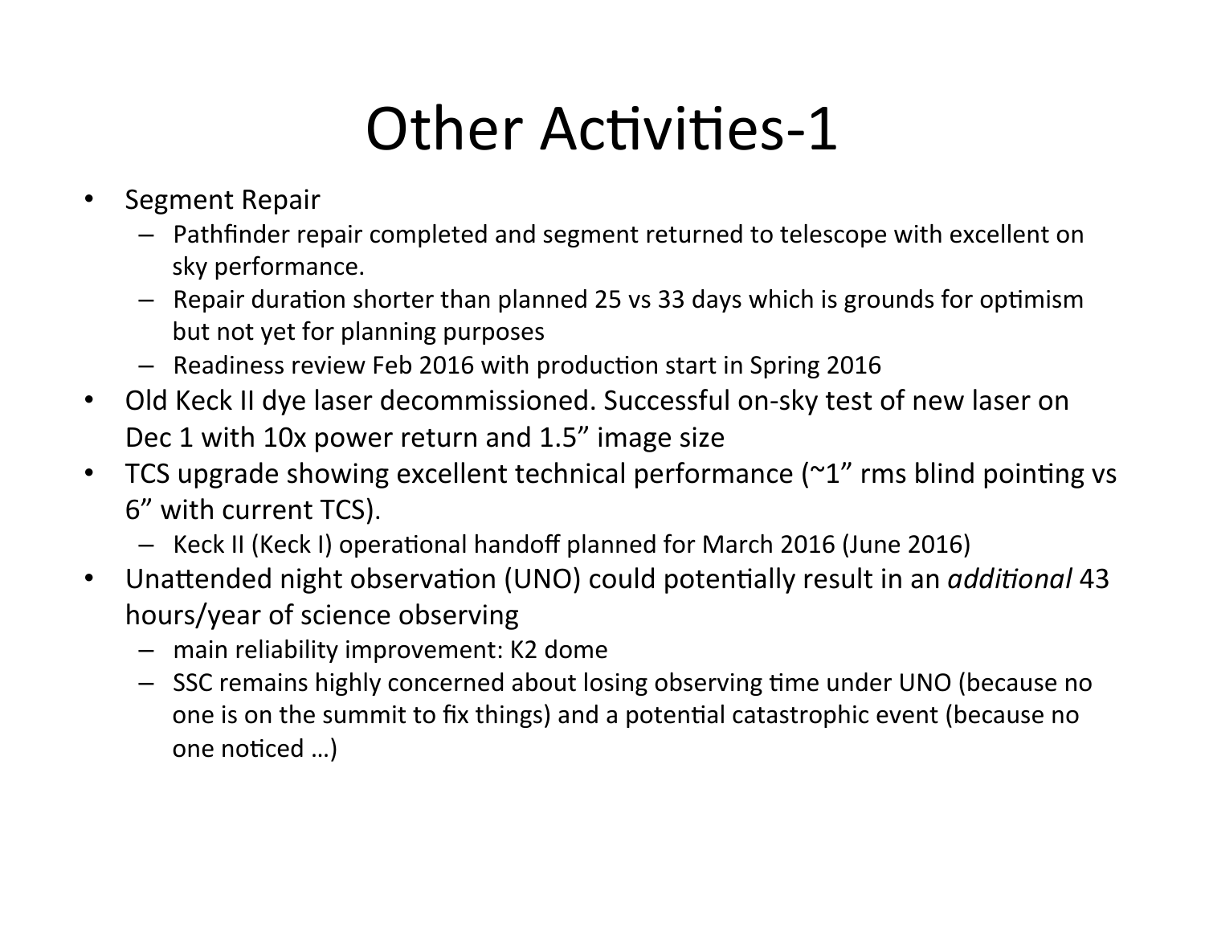# Other Activities-1

- Segment Repair
  - Pathfinder repair completed and segment returned to telescope with excellent on sky performance.
  - Repair duration shorter than planned 25 vs 33 days which is grounds for optimism but not yet for planning purposes
  - Readiness review Feb 2016 with production start in Spring 2016
- Old Keck II dye laser decommissioned. Successful on-sky test of new laser on Dec 1 with 10x power return and 1.5" image size
- TCS upgrade showing excellent technical performance (~1" rms blind pointing vs 6" with current TCS).
  - Keck II (Keck I) operational handoff planned for March 2016 (June 2016)
- Unattended night observation (UNO) could potentially result in an *additional* 43 hours/year of science observing
  - main reliability improvement: K2 dome
  - SSC remains highly concerned about losing observing time under UNO (because no one is on the summit to fix things) and a potential catastrophic event (because no one noticed …)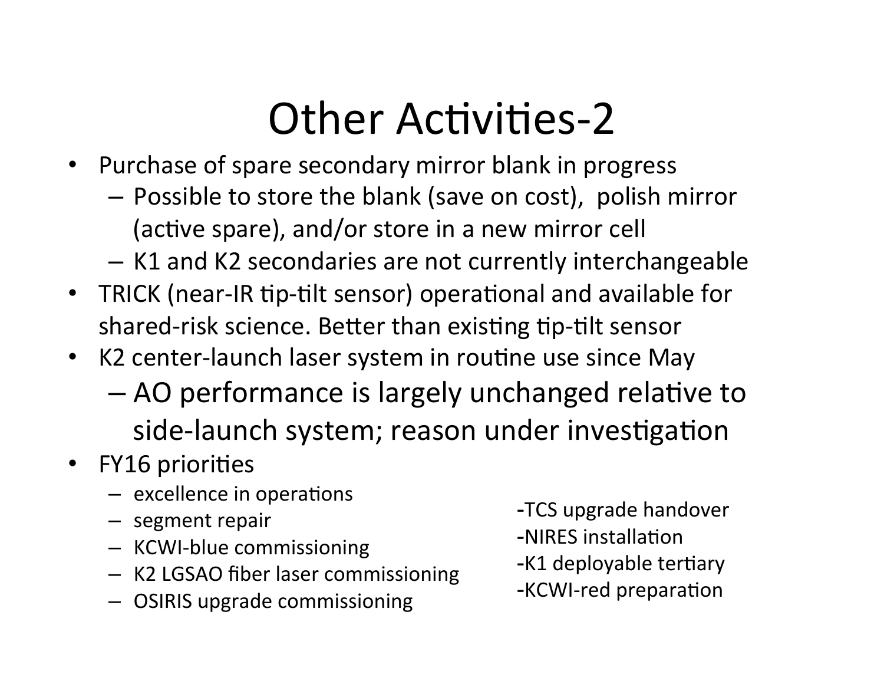# Other Activities-2

- Purchase of spare secondary mirror blank in progress
  - Possible to store the blank (save on cost), polish mirror (active spare), and/or store in a new mirror cell
  - K1 and K2 secondaries are not currently interchangeable
- TRICK (near-IR tip-tilt sensor) operational and available for shared-risk science. Better than existing tip-tilt sensor
- K2 center-launch laser system in routine use since May
  - AO performance is largely unchanged relative to side-launch system; reason under investigation
- FY16 priorities
  - excellence in operations
  - segment repair
  - KCWI-blue commissioning
  - K2 LGSAO fiber laser commissioning
  - OSIRIS upgrade commissioning
  - TCS upgrade handover
  - NIRES installation
  - K1 deployable tertiary
  - KCWI-red preparation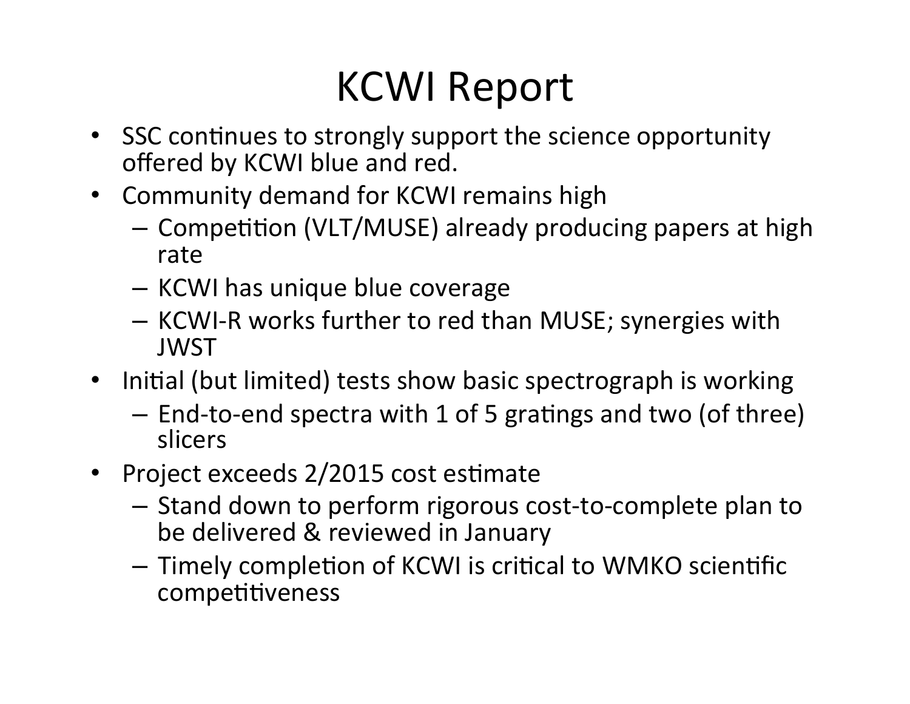# KCWI Report

- SSC continues to strongly support the science opportunity offered by KCWI blue and red.
- Community demand for KCWI remains high
  - Competition (VLT/MUSE) already producing papers at high rate
  - KCWI has unique blue coverage
  - KCWI-R works further to red than MUSE; synergies with JWST
- Initial (but limited) tests show basic spectrograph is working
  - End-to-end spectra with 1 of 5 gratings and two (of three) slicers
- Project exceeds 2/2015 cost estimate
  - Stand down to perform rigorous cost-to-complete plan to be delivered & reviewed in January
  - Timely completion of KCWI is critical to WMKO scientific competitiveness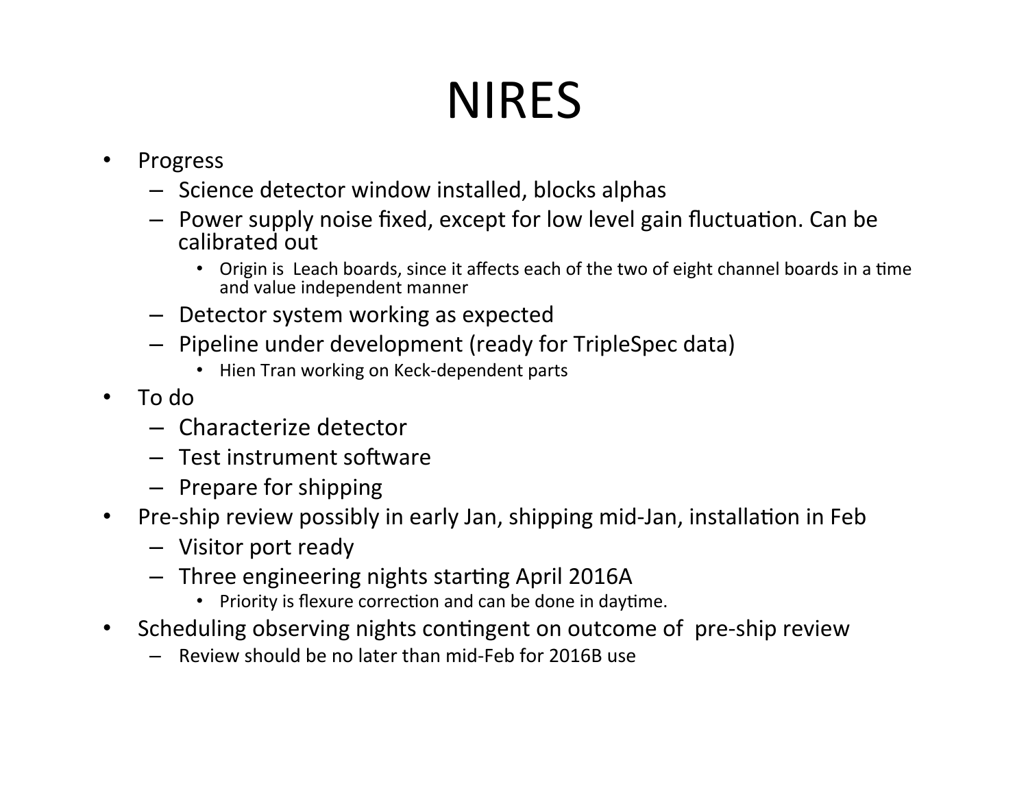# NIRES

- Progress
  - Science detector window installed, blocks alphas
  - Power supply noise fixed, except for low level gain fluctuation. Can be calibrated out
    - Origin is Leach boards, since it affects each of the two of eight channel boards in a time and value independent manner
  - Detector system working as expected
  - Pipeline under development (ready for TripleSpec data)
    - Hien Tran working on Keck-dependent parts
- To do
  - Characterize detector
  - Test instrument software
  - Prepare for shipping
- Pre-ship review possibly in early Jan, shipping mid-Jan, installation in Feb
  - Visitor port ready
  - Three engineering nights starting April 2016A
    - Priority is flexure correction and can be done in daytime.
- Scheduling observing nights contingent on outcome of pre-ship review
  - Review should be no later than mid-Feb for 2016B use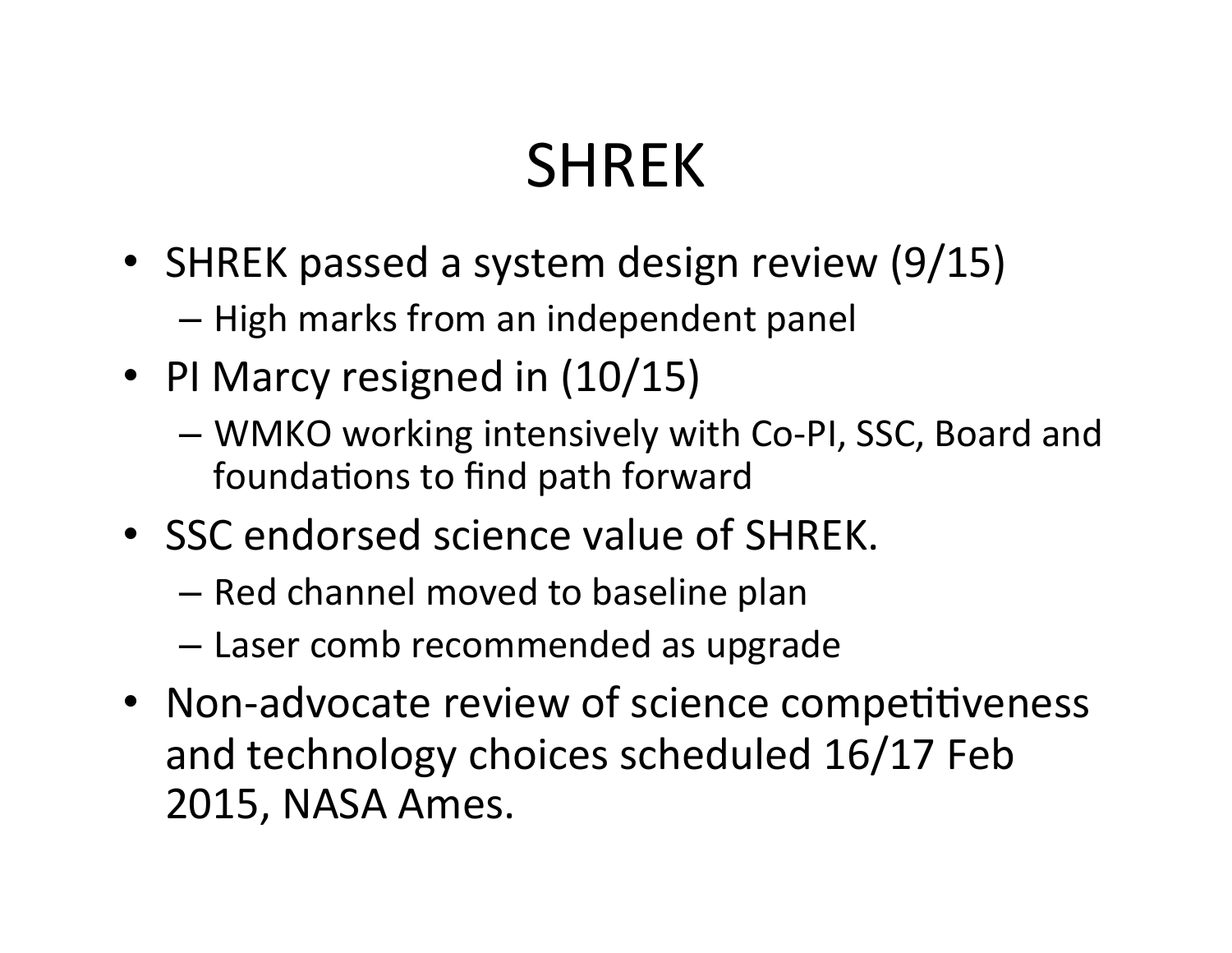# SHREK

- SHREK passed a system design review (9/15)
  - High marks from an independent panel
- PI Marcy resigned in (10/15)
  - WMKO working intensively with Co-PI, SSC, Board and foundations to find path forward
- SSC endorsed science value of SHREK.
  - Red channel moved to baseline plan
  - Laser comb recommended as upgrade
- Non-advocate review of science competitiveness and technology choices scheduled 16/17 Feb 2015, NASA Ames.